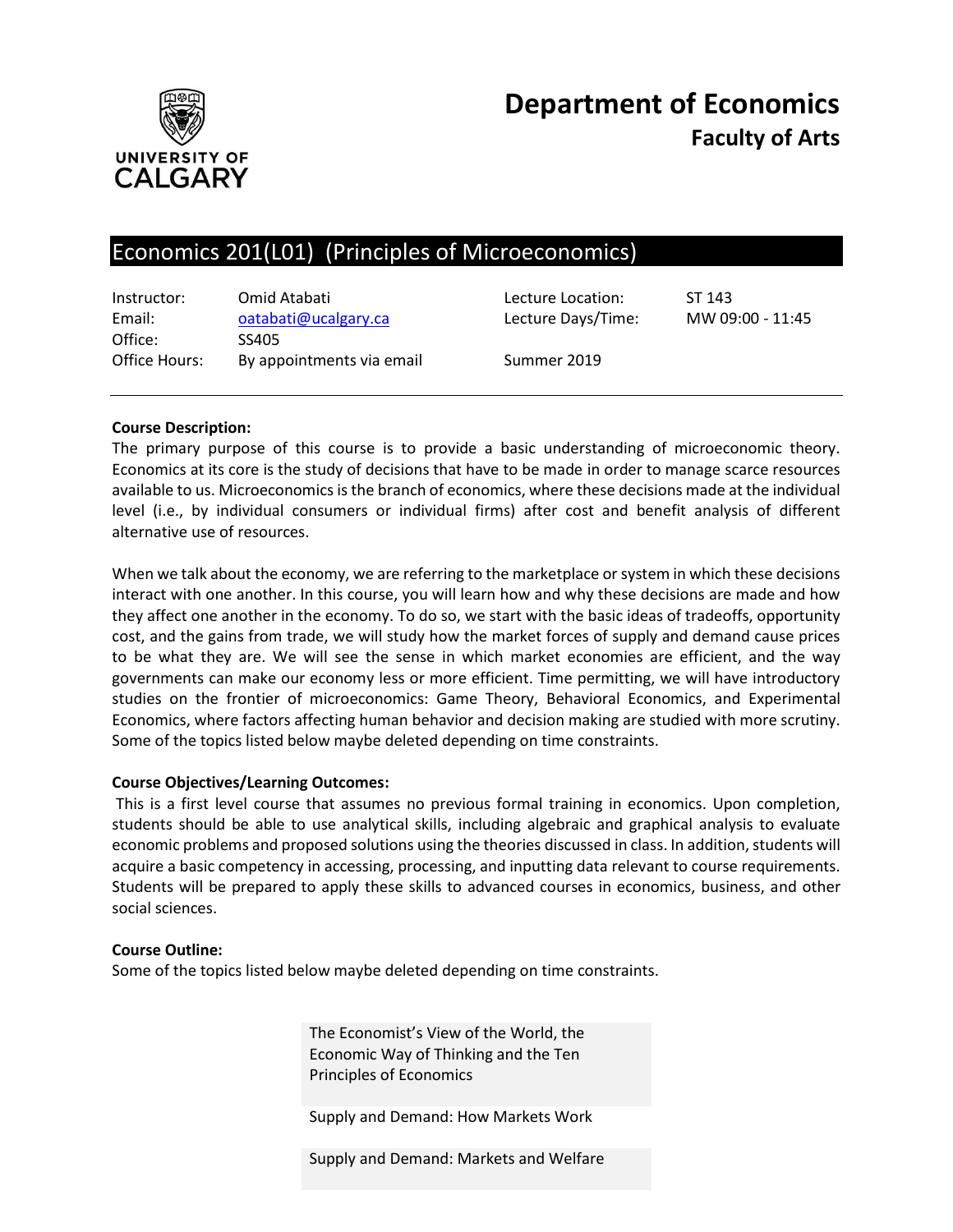# Department of Economics
## Faculty of Arts

UNIVERSITY OF CALGARY

## Economics 201(L01) (Principles of Microeconomics)

| | | | |
|---|---|---|---|
| Instructor: | Omid Atabati | Lecture Location: | ST 143 |
| Email: | oatabati@ucalgary.ca | Lecture Days/Time: | MW 09:00 - 11:45 |
| Office: | SS405 | | |
| Office Hours: | By appointments via email | Summer 2019 | |

**Course Description:**

The primary purpose of this course is to provide a basic understanding of microeconomic theory. Economics at its core is the study of decisions that have to be made in order to manage scarce resources available to us. Microeconomics is the branch of economics, where these decisions made at the individual level (i.e., by individual consumers or individual firms) after cost and benefit analysis of different alternative use of resources.

When we talk about the economy, we are referring to the marketplace or system in which these decisions interact with one another. In this course, you will learn how and why these decisions are made and how they affect one another in the economy. To do so, we start with the basic ideas of tradeoffs, opportunity cost, and the gains from trade, we will study how the market forces of supply and demand cause prices to be what they are. We will see the sense in which market economies are efficient, and the way governments can make our economy less or more efficient. Time permitting, we will have introductory studies on the frontier of microeconomics: Game Theory, Behavioral Economics, and Experimental Economics, where factors affecting human behavior and decision making are studied with more scrutiny. Some of the topics listed below maybe deleted depending on time constraints.

**Course Objectives/Learning Outcomes:**

This is a first level course that assumes no previous formal training in economics. Upon completion, students should be able to use analytical skills, including algebraic and graphical analysis to evaluate economic problems and proposed solutions using the theories discussed in class. In addition, students will acquire a basic competency in accessing, processing, and inputting data relevant to course requirements. Students will be prepared to apply these skills to advanced courses in economics, business, and other social sciences.

**Course Outline:**

Some of the topics listed below maybe deleted depending on time constraints.

| |
|---|
| The Economist's View of the World, the Economic Way of Thinking and the Ten Principles of Economics |
| Supply and Demand: How Markets Work |
| Supply and Demand: Markets and Welfare |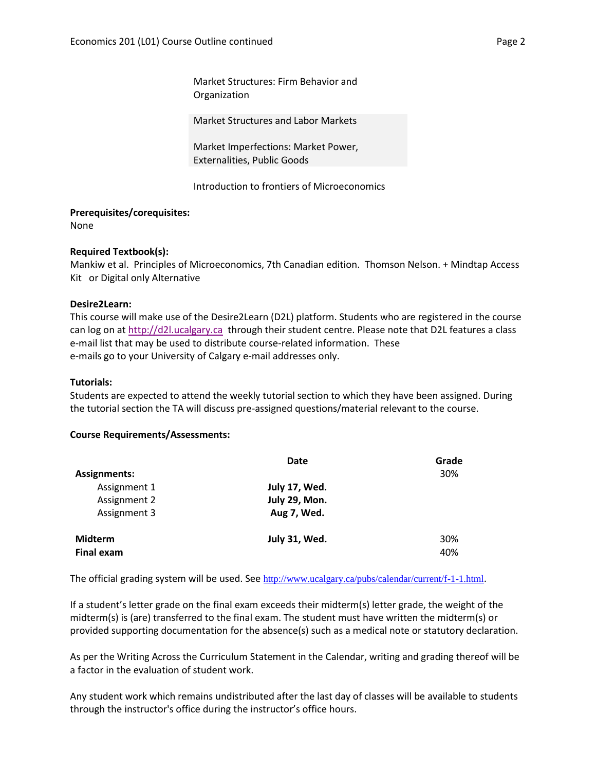Market Structures: Firm Behavior and Organization

Market Structures and Labor Markets

Market Imperfections: Market Power, Externalities, Public Goods

Introduction to frontiers of Microeconomics

**Prerequisites/corequisites:**
None

**Required Textbook(s):**
Mankiw et al. Principles of Microeconomics, 7th Canadian edition. Thomson Nelson. + Mindtap Access Kit or Digital only Alternative

**Desire2Learn:**
This course will make use of the Desire2Learn (D2L) platform. Students who are registered in the course can log on at http://d2l.ucalgary.ca through their student centre. Please note that D2L features a class e-mail list that may be used to distribute course-related information. These e-mails go to your University of Calgary e-mail addresses only.

**Tutorials:**
Students are expected to attend the weekly tutorial section to which they have been assigned. During the tutorial section the TA will discuss pre-assigned questions/material relevant to the course.

**Course Requirements/Assessments:**

| | Date | Grade |
|---|---|---|
| **Assignments:** | | 30% |
| Assignment 1 | **July 17, Wed.** | |
| Assignment 2 | **July 29, Mon.** | |
| Assignment 3 | **Aug 7, Wed.** | |
| **Midterm** | **July 31, Wed.** | 30% |
| **Final exam** | | 40% |

The official grading system will be used. See http://www.ucalgary.ca/pubs/calendar/current/f-1-1.html.

If a student's letter grade on the final exam exceeds their midterm(s) letter grade, the weight of the midterm(s) is (are) transferred to the final exam. The student must have written the midterm(s) or provided supporting documentation for the absence(s) such as a medical note or statutory declaration.

As per the Writing Across the Curriculum Statement in the Calendar, writing and grading thereof will be a factor in the evaluation of student work.

Any student work which remains undistributed after the last day of classes will be available to students through the instructor's office during the instructor's office hours.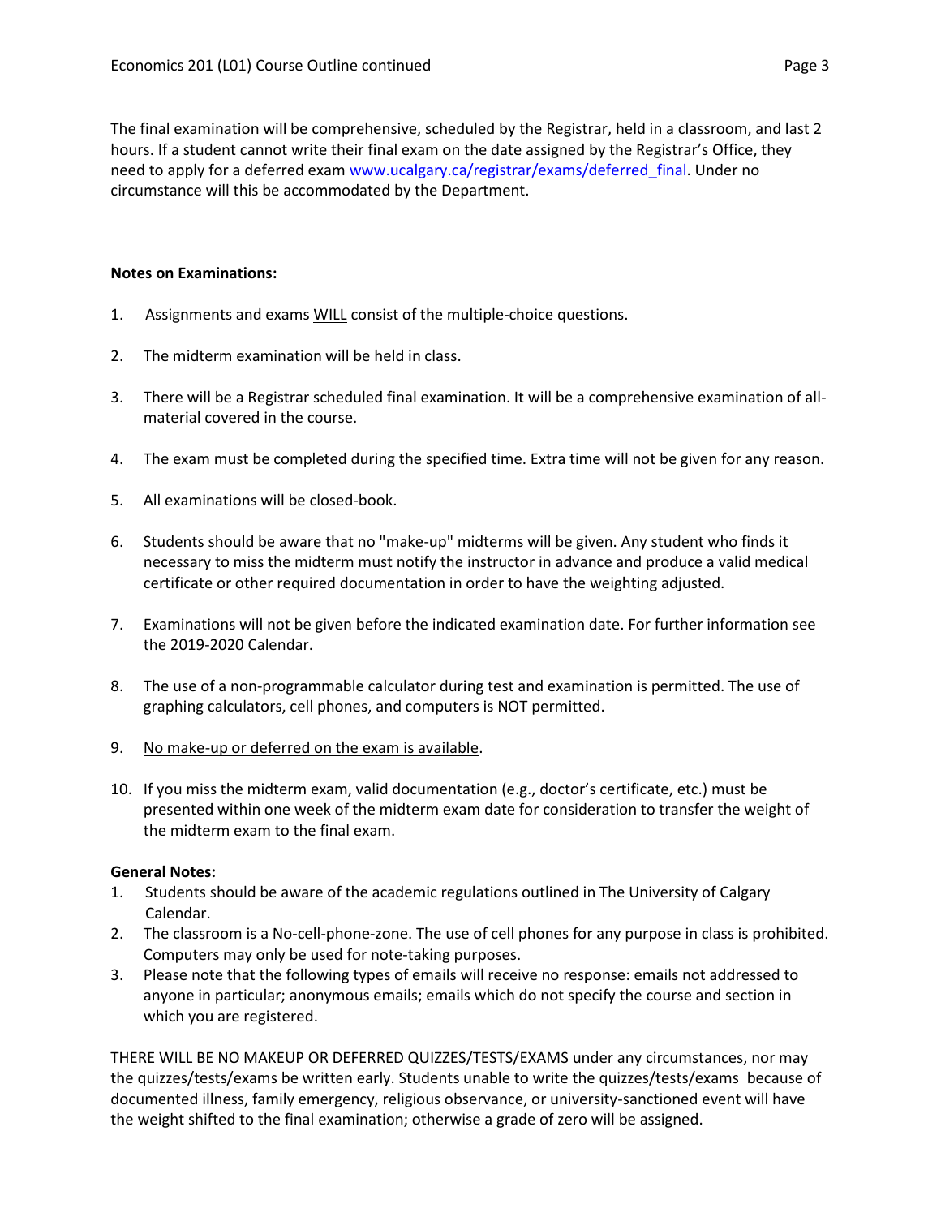The final examination will be comprehensive, scheduled by the Registrar, held in a classroom, and last 2 hours. If a student cannot write their final exam on the date assigned by the Registrar's Office, they need to apply for a deferred exam [www.ucalgary.ca/registrar/exams/deferred_final](www.ucalgary.ca/registrar/exams/deferred_final). Under no circumstance will this be accommodated by the Department.

**Notes on Examinations:**

1. Assignments and exams WILL consist of the multiple-choice questions.

2. The midterm examination will be held in class.

3. There will be a Registrar scheduled final examination. It will be a comprehensive examination of all-material covered in the course.

4. The exam must be completed during the specified time. Extra time will not be given for any reason.

5. All examinations will be closed-book.

6. Students should be aware that no "make-up" midterms will be given. Any student who finds it necessary to miss the midterm must notify the instructor in advance and produce a valid medical certificate or other required documentation in order to have the weighting adjusted.

7. Examinations will not be given before the indicated examination date. For further information see the 2019-2020 Calendar.

8. The use of a non-programmable calculator during test and examination is permitted. The use of graphing calculators, cell phones, and computers is NOT permitted.

9. No make-up or deferred on the exam is available.

10. If you miss the midterm exam, valid documentation (e.g., doctor's certificate, etc.) must be presented within one week of the midterm exam date for consideration to transfer the weight of the midterm exam to the final exam.

**General Notes:**

1. Students should be aware of the academic regulations outlined in The University of Calgary Calendar.
2. The classroom is a No-cell-phone-zone. The use of cell phones for any purpose in class is prohibited. Computers may only be used for note-taking purposes.
3. Please note that the following types of emails will receive no response: emails not addressed to anyone in particular; anonymous emails; emails which do not specify the course and section in which you are registered.

THERE WILL BE NO MAKEUP OR DEFERRED QUIZZES/TESTS/EXAMS under any circumstances, nor may the quizzes/tests/exams be written early. Students unable to write the quizzes/tests/exams because of documented illness, family emergency, religious observance, or university-sanctioned event will have the weight shifted to the final examination; otherwise a grade of zero will be assigned.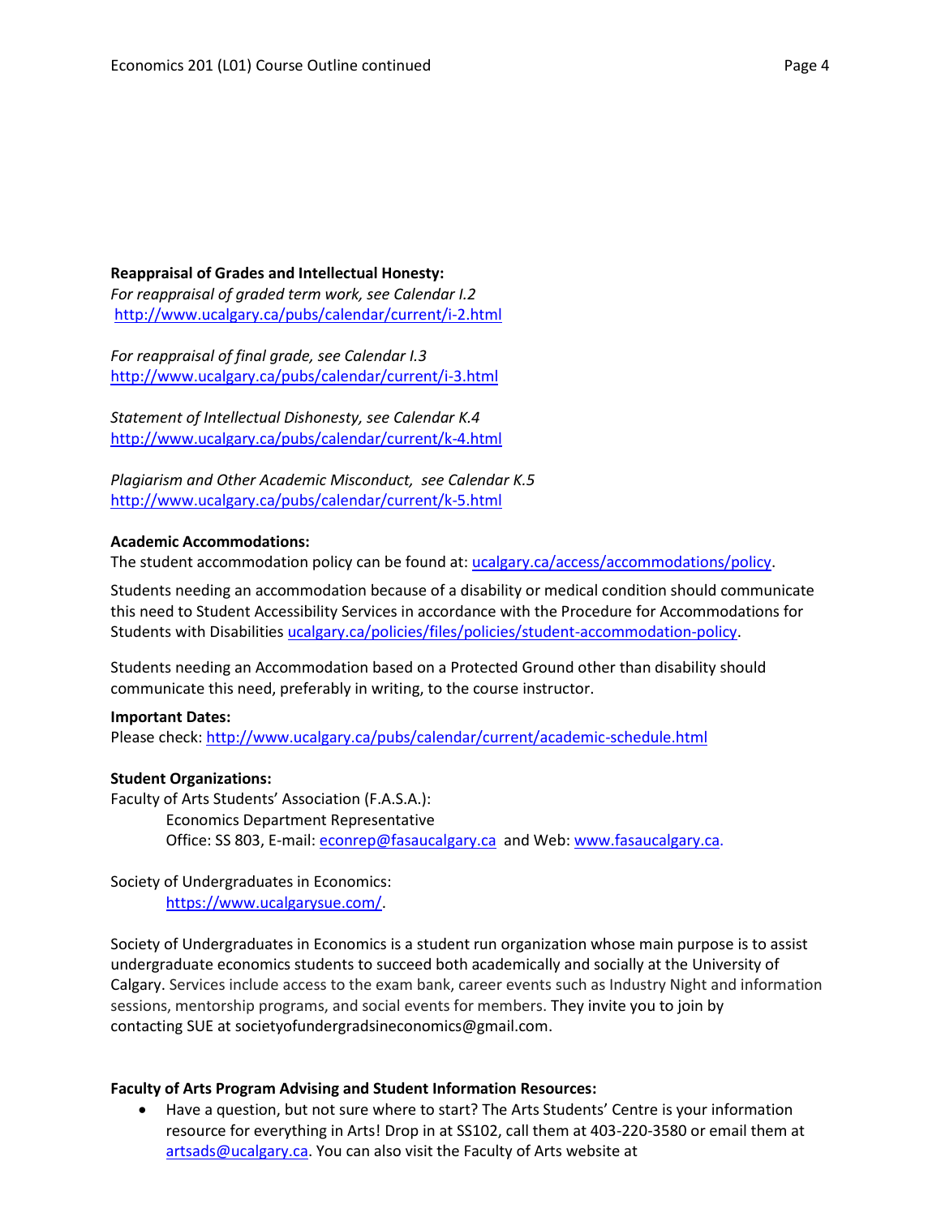**Reappraisal of Grades and Intellectual Honesty:**

*For reappraisal of graded term work, see Calendar I.2*
http://www.ucalgary.ca/pubs/calendar/current/i-2.html

*For reappraisal of final grade, see Calendar I.3*
http://www.ucalgary.ca/pubs/calendar/current/i-3.html

*Statement of Intellectual Dishonesty, see Calendar K.4*
http://www.ucalgary.ca/pubs/calendar/current/k-4.html

*Plagiarism and Other Academic Misconduct, see Calendar K.5*
http://www.ucalgary.ca/pubs/calendar/current/k-5.html

**Academic Accommodations:**

The student accommodation policy can be found at: ucalgary.ca/access/accommodations/policy.

Students needing an accommodation because of a disability or medical condition should communicate this need to Student Accessibility Services in accordance with the Procedure for Accommodations for Students with Disabilities ucalgary.ca/policies/files/policies/student-accommodation-policy.

Students needing an Accommodation based on a Protected Ground other than disability should communicate this need, preferably in writing, to the course instructor.

**Important Dates:**

Please check: http://www.ucalgary.ca/pubs/calendar/current/academic-schedule.html

**Student Organizations:**

Faculty of Arts Students' Association (F.A.S.A.):

Economics Department Representative
Office: SS 803, E-mail: econrep@fasaucalgary.ca and Web: www.fasaucalgary.ca.

Society of Undergraduates in Economics:

https://www.ucalgarysue.com/.

Society of Undergraduates in Economics is a student run organization whose main purpose is to assist undergraduate economics students to succeed both academically and socially at the University of Calgary. Services include access to the exam bank, career events such as Industry Night and information sessions, mentorship programs, and social events for members. They invite you to join by contacting SUE at societyofundergradsineconomics@gmail.com.

**Faculty of Arts Program Advising and Student Information Resources:**

- Have a question, but not sure where to start? The Arts Students' Centre is your information resource for everything in Arts! Drop in at SS102, call them at 403-220-3580 or email them at artsads@ucalgary.ca. You can also visit the Faculty of Arts website at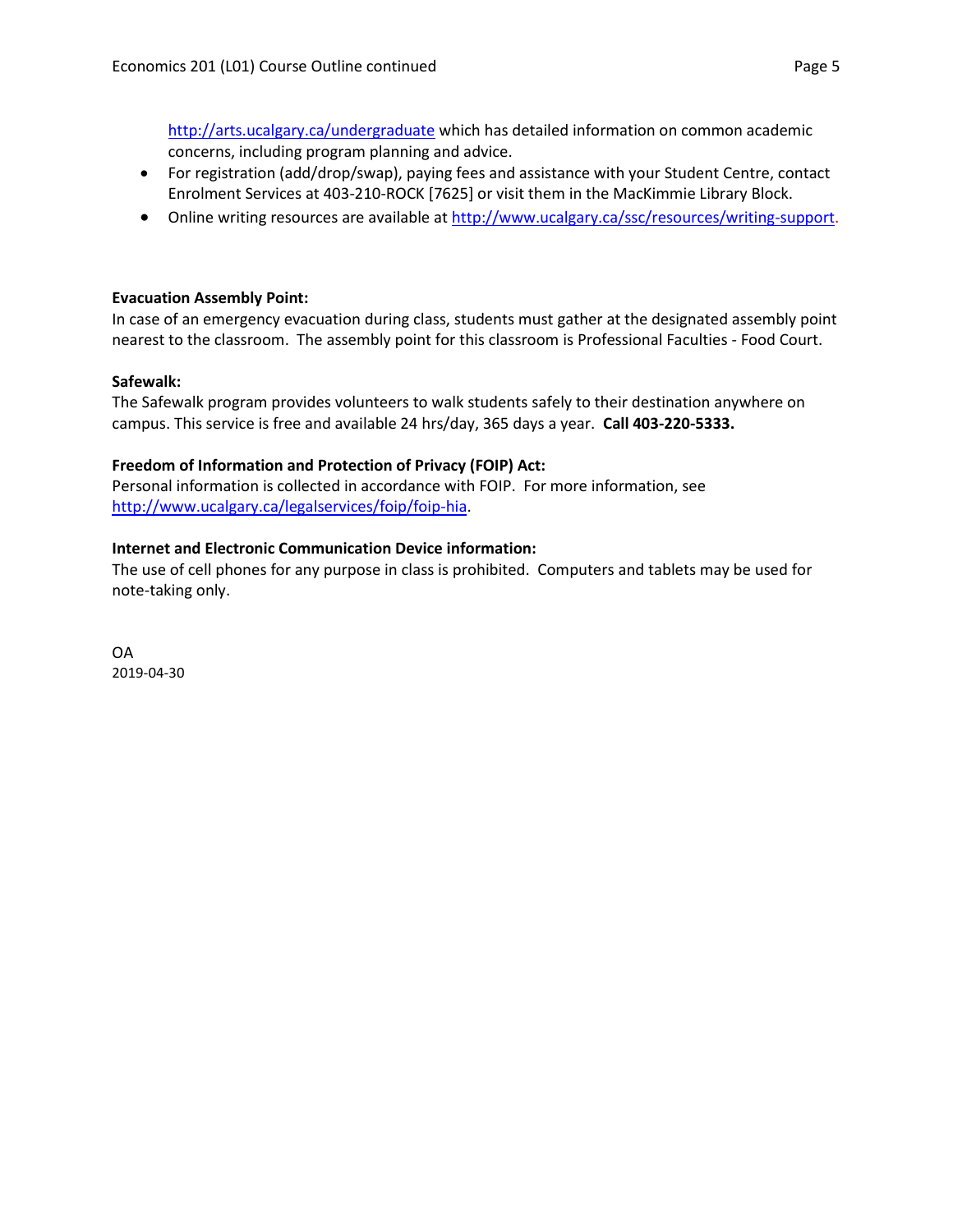http://arts.ucalgary.ca/undergraduate which has detailed information on common academic concerns, including program planning and advice.

- For registration (add/drop/swap), paying fees and assistance with your Student Centre, contact Enrolment Services at 403-210-ROCK [7625] or visit them in the MacKimmie Library Block.
- Online writing resources are available at http://www.ucalgary.ca/ssc/resources/writing-support.

**Evacuation Assembly Point:**
In case of an emergency evacuation during class, students must gather at the designated assembly point nearest to the classroom. The assembly point for this classroom is Professional Faculties - Food Court.

**Safewalk:**
The Safewalk program provides volunteers to walk students safely to their destination anywhere on campus. This service is free and available 24 hrs/day, 365 days a year. **Call 403-220-5333.**

**Freedom of Information and Protection of Privacy (FOIP) Act:**
Personal information is collected in accordance with FOIP. For more information, see http://www.ucalgary.ca/legalservices/foip/foip-hia.

**Internet and Electronic Communication Device information:**
The use of cell phones for any purpose in class is prohibited. Computers and tablets may be used for note-taking only.

OA
2019-04-30